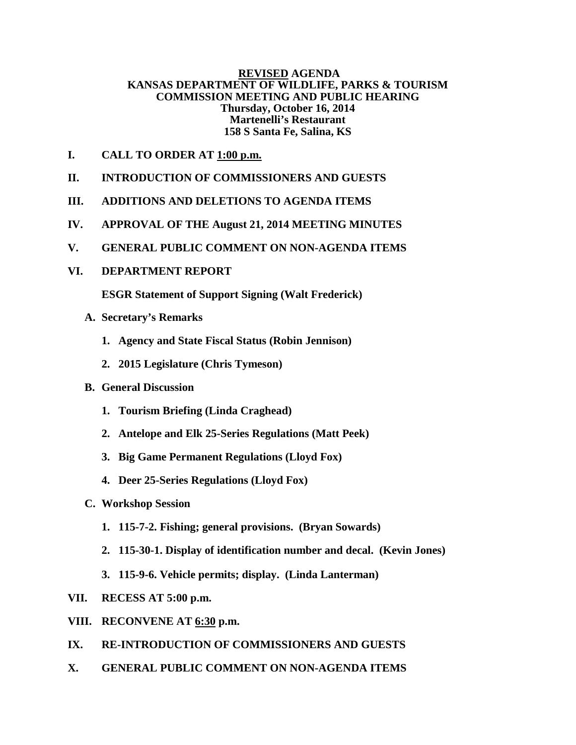**<u>REVISED</u> AGENDA**
**KANSAS DEPARTMENT OF WILDLIFE, PARKS & TOURISM**
**COMMISSION MEETING AND PUBLIC HEARING**
**Thursday, October 16, 2014**
**Martenelli's Restaurant**
**158 S Santa Fe, Salina, KS**

**I. CALL TO ORDER AT <u>1:00 p.m.</u>**

**II. INTRODUCTION OF COMMISSIONERS AND GUESTS**

**III. ADDITIONS AND DELETIONS TO AGENDA ITEMS**

**IV. APPROVAL OF THE August 21, 2014 MEETING MINUTES**

**V. GENERAL PUBLIC COMMENT ON NON-AGENDA ITEMS**

**VI. DEPARTMENT REPORT**

**ESGR Statement of Support Signing (Walt Frederick)**

- **A. Secretary's Remarks**
  1. **Agency and State Fiscal Status (Robin Jennison)**
  2. **2015 Legislature (Chris Tymeson)**
- **B. General Discussion**
  1. **Tourism Briefing (Linda Craghead)**
  2. **Antelope and Elk 25-Series Regulations (Matt Peek)**
  3. **Big Game Permanent Regulations (Lloyd Fox)**
  4. **Deer 25-Series Regulations (Lloyd Fox)**
- **C. Workshop Session**
  1. **115-7-2. Fishing; general provisions. (Bryan Sowards)**
  2. **115-30-1. Display of identification number and decal. (Kevin Jones)**
  3. **115-9-6. Vehicle permits; display. (Linda Lanterman)**

**VII. RECESS AT 5:00 p.m.**

**VIII. RECONVENE AT <u>6:30</u> p.m.**

**IX. RE-INTRODUCTION OF COMMISSIONERS AND GUESTS**

**X. GENERAL PUBLIC COMMENT ON NON-AGENDA ITEMS**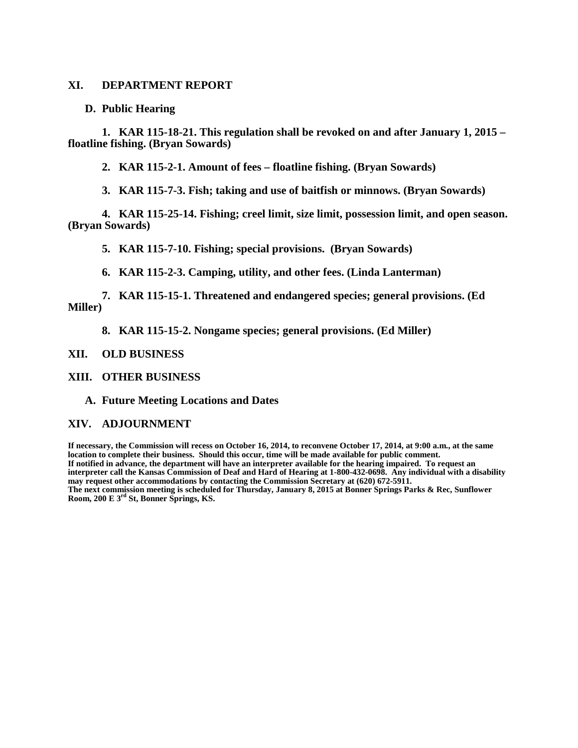## XI. DEPARTMENT REPORT

### D. Public Hearing

**1. KAR 115-18-21. This regulation shall be revoked on and after January 1, 2015 – floatline fishing. (Bryan Sowards)**

**2. KAR 115-2-1. Amount of fees – floatline fishing. (Bryan Sowards)**

**3. KAR 115-7-3. Fish; taking and use of baitfish or minnows. (Bryan Sowards)**

**4. KAR 115-25-14. Fishing; creel limit, size limit, possession limit, and open season. (Bryan Sowards)**

**5. KAR 115-7-10. Fishing; special provisions. (Bryan Sowards)**

**6. KAR 115-2-3. Camping, utility, and other fees. (Linda Lanterman)**

**7. KAR 115-15-1. Threatened and endangered species; general provisions. (Ed Miller)**

**8. KAR 115-15-2. Nongame species; general provisions. (Ed Miller)**

## XII. OLD BUSINESS

## XIII. OTHER BUSINESS

### A. Future Meeting Locations and Dates

## XIV. ADJOURNMENT

**If necessary, the Commission will recess on October 16, 2014, to reconvene October 17, 2014, at 9:00 a.m., at the same location to complete their business. Should this occur, time will be made available for public comment.**
**If notified in advance, the department will have an interpreter available for the hearing impaired. To request an interpreter call the Kansas Commission of Deaf and Hard of Hearing at 1-800-432-0698. Any individual with a disability may request other accommodations by contacting the Commission Secretary at (620) 672-5911.**
**The next commission meeting is scheduled for Thursday, January 8, 2015 at Bonner Springs Parks & Rec, Sunflower Room, 200 E 3rd St, Bonner Springs, KS.**